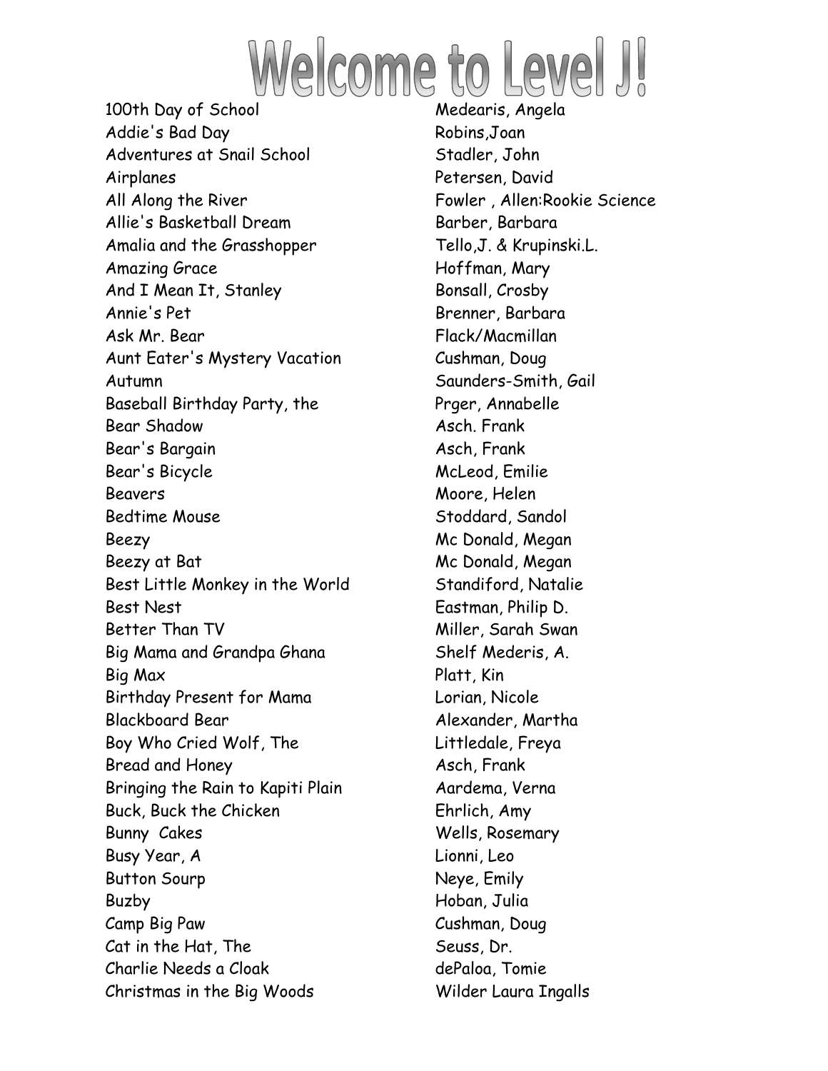# Welcome to Level J!

| Title | Author |
|---|---|
| 100th Day of School | Medearis, Angela |
| Addie's Bad Day | Robins,Joan |
| Adventures at Snail School | Stadler, John |
| Airplanes | Petersen, David |
| All Along the River | Fowler , Allen:Rookie Science |
| Allie's Basketball Dream | Barber, Barbara |
| Amalia and the Grasshopper | Tello,J. & Krupinski.L. |
| Amazing Grace | Hoffman, Mary |
| And I Mean It, Stanley | Bonsall, Crosby |
| Annie's Pet | Brenner, Barbara |
| Ask Mr. Bear | Flack/Macmillan |
| Aunt Eater's Mystery Vacation | Cushman, Doug |
| Autumn | Saunders-Smith, Gail |
| Baseball Birthday Party, the | Prger, Annabelle |
| Bear Shadow | Asch. Frank |
| Bear's Bargain | Asch, Frank |
| Bear's Bicycle | McLeod, Emilie |
| Beavers | Moore, Helen |
| Bedtime Mouse | Stoddard, Sandol |
| Beezy | Mc Donald, Megan |
| Beezy at Bat | Mc Donald, Megan |
| Best Little Monkey in the World | Standiford, Natalie |
| Best Nest | Eastman, Philip D. |
| Better Than TV | Miller, Sarah Swan |
| Big Mama and Grandpa Ghana | Shelf Mederis, A. |
| Big Max | Platt, Kin |
| Birthday Present for Mama | Lorian, Nicole |
| Blackboard Bear | Alexander, Martha |
| Boy Who Cried Wolf, The | Littledale, Freya |
| Bread and Honey | Asch, Frank |
| Bringing the Rain to Kapiti Plain | Aardema, Verna |
| Buck, Buck the Chicken | Ehrlich, Amy |
| Bunny  Cakes | Wells, Rosemary |
| Busy Year, A | Lionni, Leo |
| Button Sourp | Neye, Emily |
| Buzby | Hoban, Julia |
| Camp Big Paw | Cushman, Doug |
| Cat in the Hat, The | Seuss, Dr. |
| Charlie Needs a Cloak | dePaloa, Tomie |
| Christmas in the Big Woods | Wilder Laura Ingalls |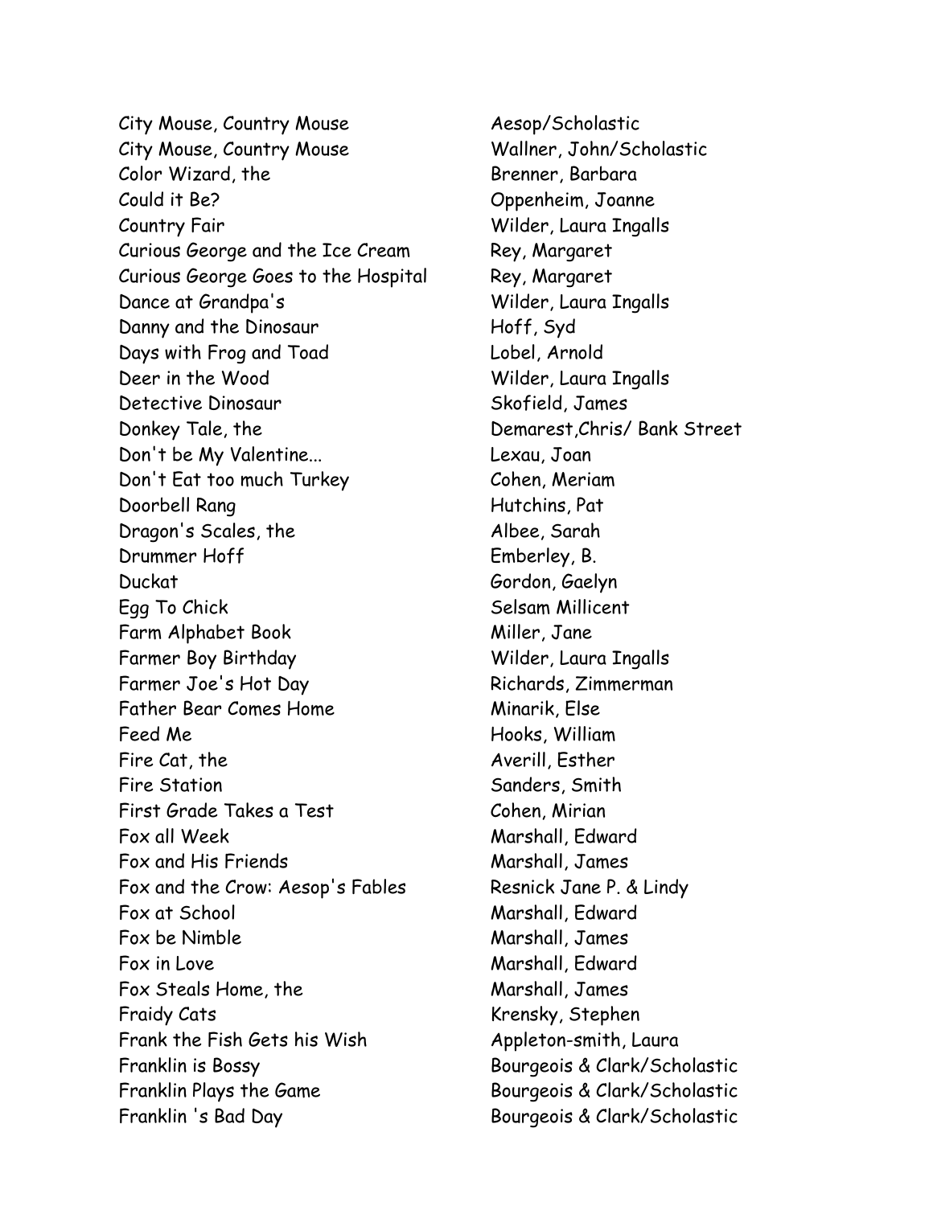| | |
|---|---|
| City Mouse, Country Mouse | Aesop/Scholastic |
| City Mouse, Country Mouse | Wallner, John/Scholastic |
| Color Wizard, the | Brenner, Barbara |
| Could it Be? | Oppenheim, Joanne |
| Country Fair | Wilder, Laura Ingalls |
| Curious George and the Ice Cream | Rey, Margaret |
| Curious George Goes to the Hospital | Rey, Margaret |
| Dance at Grandpa's | Wilder, Laura Ingalls |
| Danny and the Dinosaur | Hoff, Syd |
| Days with Frog and Toad | Lobel, Arnold |
| Deer in the Wood | Wilder, Laura Ingalls |
| Detective Dinosaur | Skofield, James |
| Donkey Tale, the | Demarest,Chris/ Bank Street |
| Don't be My Valentine... | Lexau, Joan |
| Don't Eat too much Turkey | Cohen, Meriam |
| Doorbell Rang | Hutchins, Pat |
| Dragon's Scales, the | Albee, Sarah |
| Drummer Hoff | Emberley, B. |
| Duckat | Gordon, Gaelyn |
| Egg To Chick | Selsam Millicent |
| Farm Alphabet Book | Miller, Jane |
| Farmer Boy Birthday | Wilder, Laura Ingalls |
| Farmer Joe's Hot Day | Richards, Zimmerman |
| Father Bear Comes Home | Minarik, Else |
| Feed Me | Hooks, William |
| Fire Cat, the | Averill, Esther |
| Fire Station | Sanders, Smith |
| First Grade Takes a Test | Cohen, Mirian |
| Fox all Week | Marshall, Edward |
| Fox and His Friends | Marshall, James |
| Fox and the Crow: Aesop's Fables | Resnick Jane P. & Lindy |
| Fox at School | Marshall, Edward |
| Fox be Nimble | Marshall, James |
| Fox in Love | Marshall, Edward |
| Fox Steals Home, the | Marshall, James |
| Fraidy Cats | Krensky, Stephen |
| Frank the Fish Gets his Wish | Appleton-smith, Laura |
| Franklin is Bossy | Bourgeois & Clark/Scholastic |
| Franklin Plays the Game | Bourgeois & Clark/Scholastic |
| Franklin 's Bad Day | Bourgeois & Clark/Scholastic |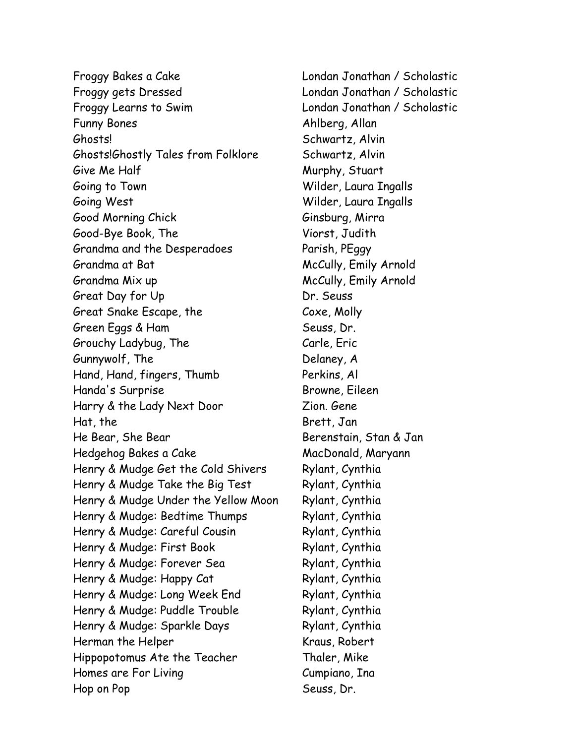| | |
|---|---|
| Froggy Bakes a Cake | Londan Jonathan / Scholastic |
| Froggy gets Dressed | Londan Jonathan / Scholastic |
| Froggy Learns to Swim | Londan Jonathan / Scholastic |
| Funny Bones | Ahlberg, Allan |
| Ghosts! | Schwartz, Alvin |
| Ghosts!Ghostly Tales from Folklore | Schwartz, Alvin |
| Give Me Half | Murphy, Stuart |
| Going to Town | Wilder, Laura Ingalls |
| Going West | Wilder, Laura Ingalls |
| Good Morning Chick | Ginsburg, Mirra |
| Good-Bye Book, The | Viorst, Judith |
| Grandma and the Desperadoes | Parish, PEggy |
| Grandma at Bat | McCully, Emily Arnold |
| Grandma Mix up | McCully, Emily Arnold |
| Great Day for Up | Dr. Seuss |
| Great Snake Escape, the | Coxe, Molly |
| Green Eggs & Ham | Seuss, Dr. |
| Grouchy Ladybug, The | Carle, Eric |
| Gunnywolf, The | Delaney, A |
| Hand, Hand, fingers, Thumb | Perkins, Al |
| Handa's Surprise | Browne, Eileen |
| Harry & the Lady Next Door | Zion. Gene |
| Hat, the | Brett, Jan |
| He Bear, She Bear | Berenstain, Stan & Jan |
| Hedgehog Bakes a Cake | MacDonald, Maryann |
| Henry & Mudge Get the Cold Shivers | Rylant, Cynthia |
| Henry & Mudge Take the Big Test | Rylant, Cynthia |
| Henry & Mudge Under the Yellow Moon | Rylant, Cynthia |
| Henry & Mudge: Bedtime Thumps | Rylant, Cynthia |
| Henry & Mudge: Careful Cousin | Rylant, Cynthia |
| Henry & Mudge: First Book | Rylant, Cynthia |
| Henry & Mudge: Forever Sea | Rylant, Cynthia |
| Henry & Mudge: Happy Cat | Rylant, Cynthia |
| Henry & Mudge: Long Week End | Rylant, Cynthia |
| Henry & Mudge: Puddle Trouble | Rylant, Cynthia |
| Henry & Mudge: Sparkle Days | Rylant, Cynthia |
| Herman the Helper | Kraus, Robert |
| Hippopotomus Ate the Teacher | Thaler, Mike |
| Homes are For Living | Cumpiano, Ina |
| Hop on Pop | Seuss, Dr. |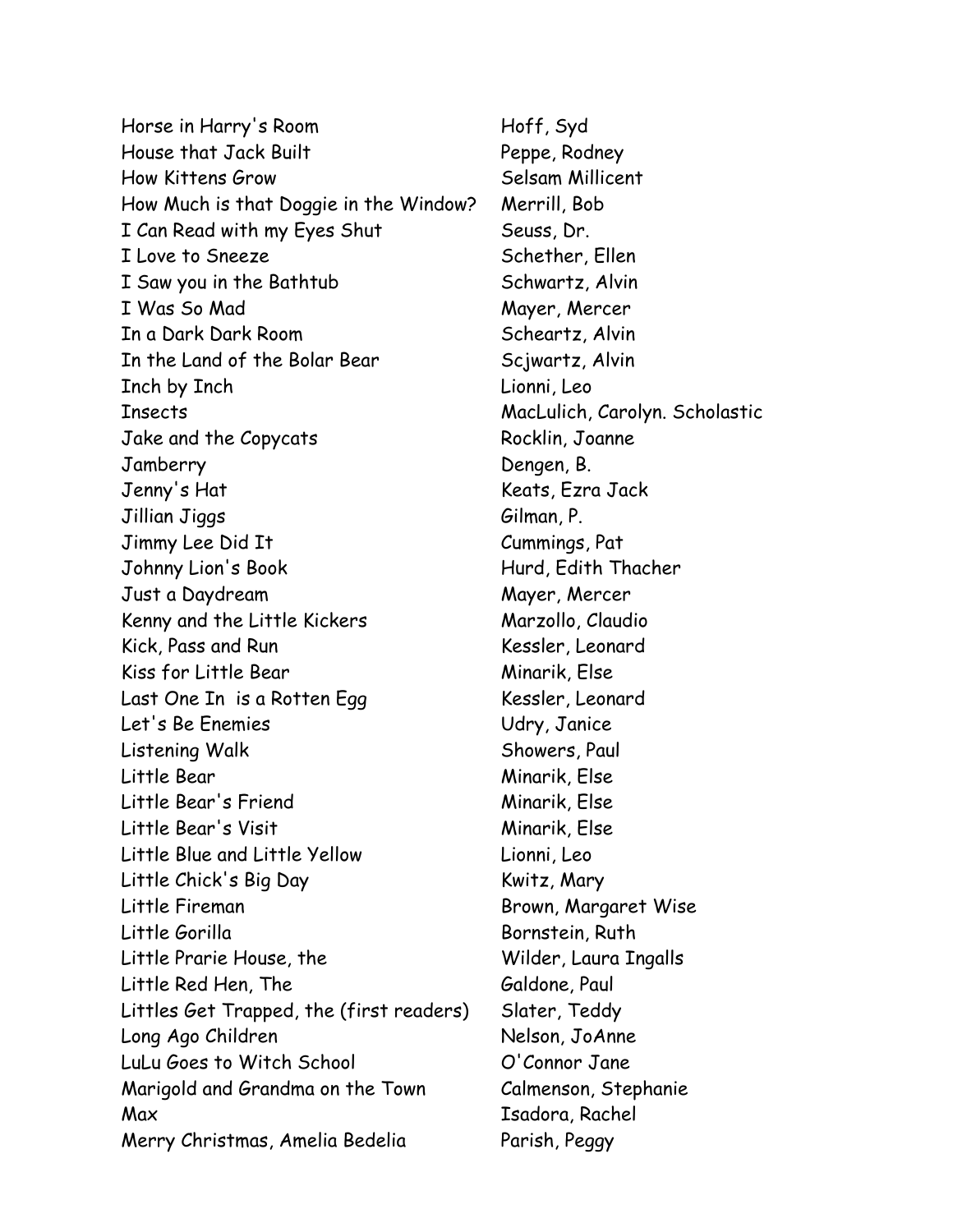| | |
|---|---|
| Horse in Harry's Room | Hoff, Syd |
| House that Jack Built | Peppe, Rodney |
| How Kittens Grow | Selsam Millicent |
| How Much is that Doggie in the Window? | Merrill, Bob |
| I Can Read with my Eyes Shut | Seuss, Dr. |
| I Love to Sneeze | Schether, Ellen |
| I Saw you in the Bathtub | Schwartz, Alvin |
| I Was So Mad | Mayer, Mercer |
| In a Dark Dark Room | Scheartz, Alvin |
| In the Land of the Bolar Bear | Scjwartz, Alvin |
| Inch by Inch | Lionni, Leo |
| Insects | MacLulich, Carolyn. Scholastic |
| Jake and the Copycats | Rocklin, Joanne |
| Jamberry | Dengen, B. |
| Jenny's Hat | Keats, Ezra Jack |
| Jillian Jiggs | Gilman, P. |
| Jimmy Lee Did It | Cummings, Pat |
| Johnny Lion's Book | Hurd, Edith Thacher |
| Just a Daydream | Mayer, Mercer |
| Kenny and the Little Kickers | Marzollo, Claudio |
| Kick, Pass and Run | Kessler, Leonard |
| Kiss for Little Bear | Minarik, Else |
| Last One In is a Rotten Egg | Kessler, Leonard |
| Let's Be Enemies | Udry, Janice |
| Listening Walk | Showers, Paul |
| Little Bear | Minarik, Else |
| Little Bear's Friend | Minarik, Else |
| Little Bear's Visit | Minarik, Else |
| Little Blue and Little Yellow | Lionni, Leo |
| Little Chick's Big Day | Kwitz, Mary |
| Little Fireman | Brown, Margaret Wise |
| Little Gorilla | Bornstein, Ruth |
| Little Prarie House, the | Wilder, Laura Ingalls |
| Little Red Hen, The | Galdone, Paul |
| Littles Get Trapped, the (first readers) | Slater, Teddy |
| Long Ago Children | Nelson, JoAnne |
| LuLu Goes to Witch School | O'Connor Jane |
| Marigold and Grandma on the Town | Calmenson, Stephanie |
| Max | Isadora, Rachel |
| Merry Christmas, Amelia Bedelia | Parish, Peggy |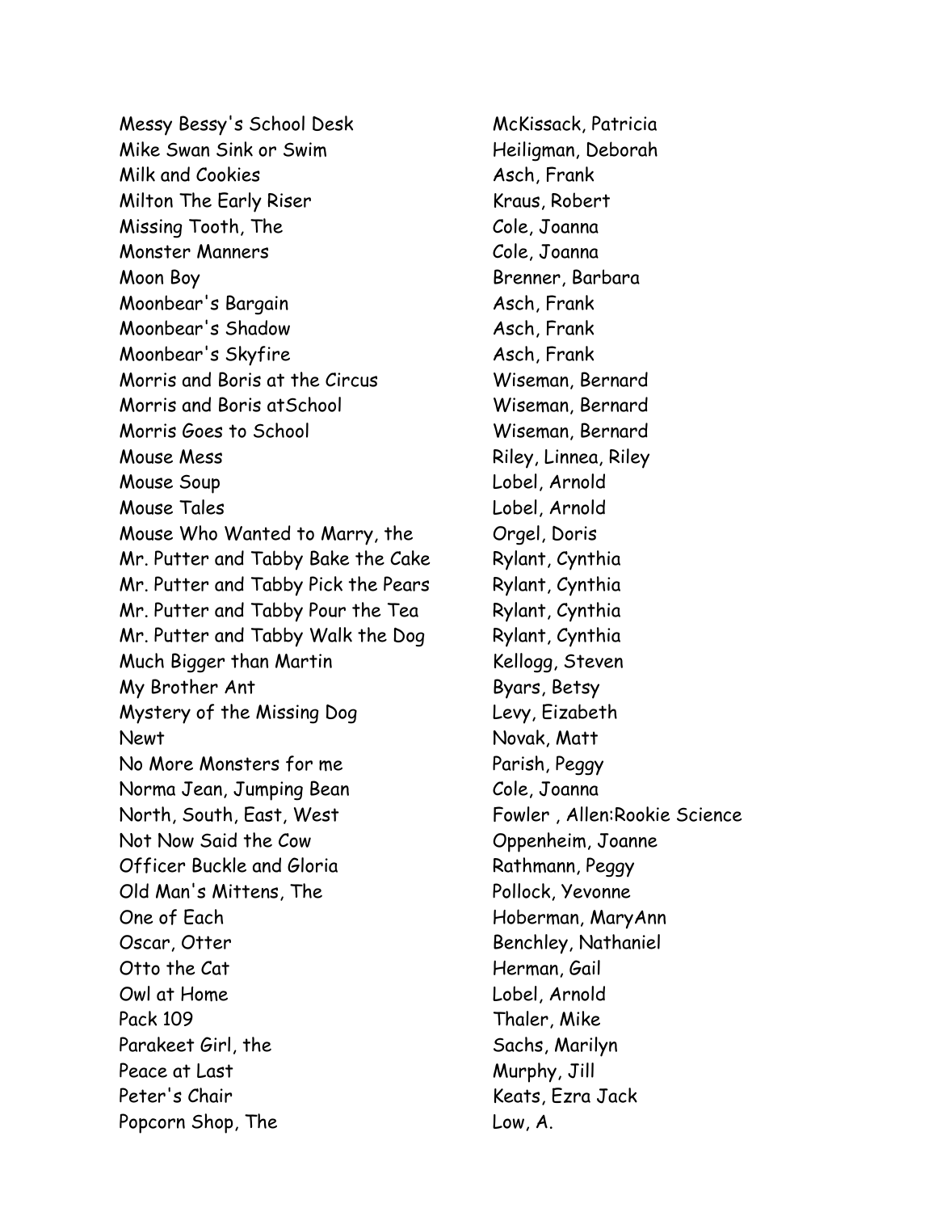| Title | Author |
|---|---|
| Messy Bessy's School Desk | McKissack, Patricia |
| Mike Swan Sink or Swim | Heiligman, Deborah |
| Milk and Cookies | Asch, Frank |
| Milton The Early Riser | Kraus, Robert |
| Missing Tooth, The | Cole, Joanna |
| Monster Manners | Cole, Joanna |
| Moon Boy | Brenner, Barbara |
| Moonbear's Bargain | Asch, Frank |
| Moonbear's Shadow | Asch, Frank |
| Moonbear's Skyfire | Asch, Frank |
| Morris and Boris at the Circus | Wiseman, Bernard |
| Morris and Boris atSchool | Wiseman, Bernard |
| Morris Goes to School | Wiseman, Bernard |
| Mouse Mess | Riley, Linnea, Riley |
| Mouse Soup | Lobel, Arnold |
| Mouse Tales | Lobel, Arnold |
| Mouse Who Wanted to Marry, the | Orgel, Doris |
| Mr. Putter and Tabby Bake the Cake | Rylant, Cynthia |
| Mr. Putter and Tabby Pick the Pears | Rylant, Cynthia |
| Mr. Putter and Tabby Pour the Tea | Rylant, Cynthia |
| Mr. Putter and Tabby Walk the Dog | Rylant, Cynthia |
| Much Bigger than Martin | Kellogg, Steven |
| My Brother Ant | Byars, Betsy |
| Mystery of the Missing Dog | Levy, Eizabeth |
| Newt | Novak, Matt |
| No More Monsters for me | Parish, Peggy |
| Norma Jean, Jumping Bean | Cole, Joanna |
| North, South, East, West | Fowler , Allen:Rookie Science |
| Not Now Said the Cow | Oppenheim, Joanne |
| Officer Buckle and Gloria | Rathmann, Peggy |
| Old Man's Mittens, The | Pollock, Yevonne |
| One of Each | Hoberman, MaryAnn |
| Oscar, Otter | Benchley, Nathaniel |
| Otto the Cat | Herman, Gail |
| Owl at Home | Lobel, Arnold |
| Pack 109 | Thaler, Mike |
| Parakeet Girl, the | Sachs, Marilyn |
| Peace at Last | Murphy, Jill |
| Peter's Chair | Keats, Ezra Jack |
| Popcorn Shop, The | Low, A. |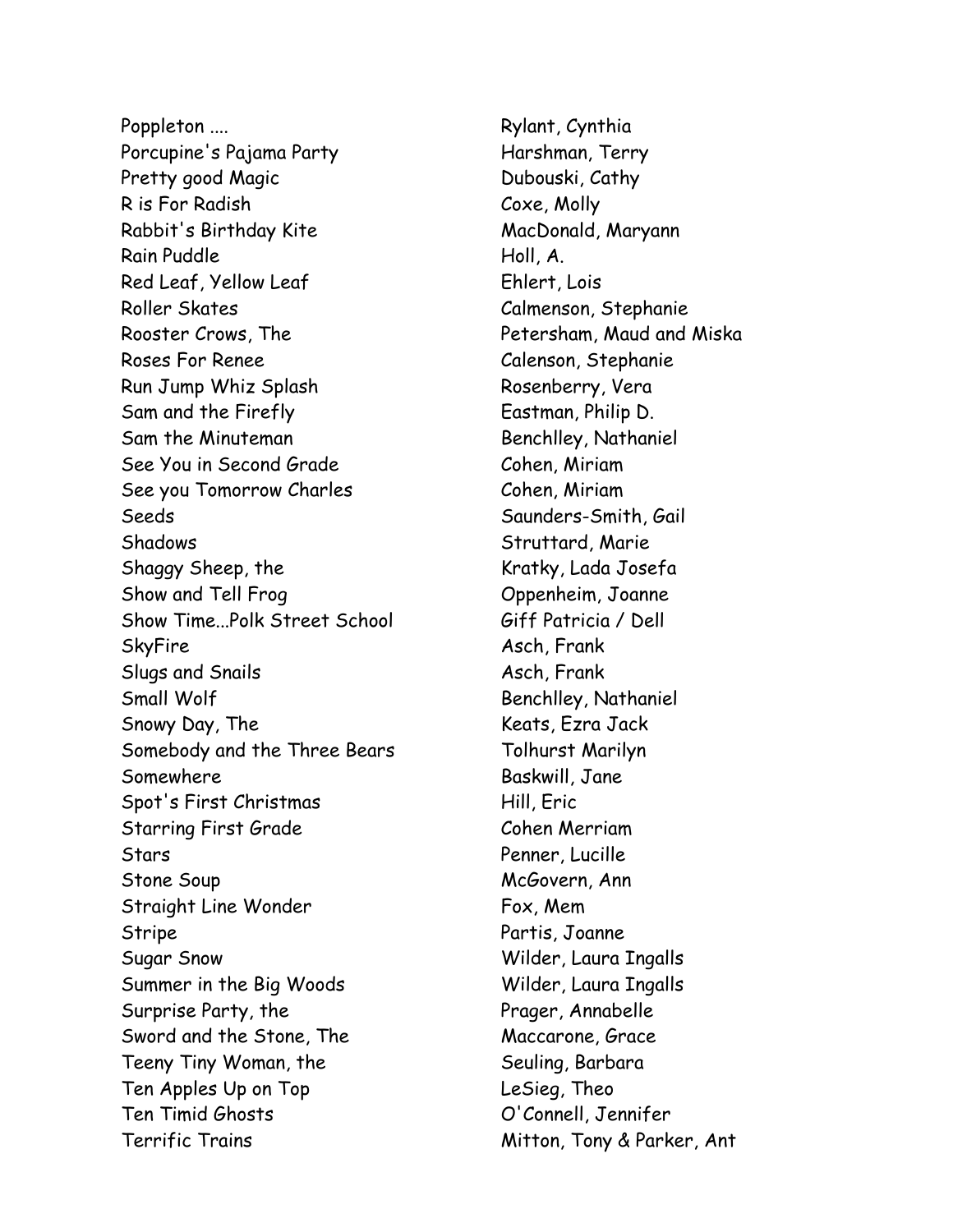| | |
|---|---|
| Poppleton .... | Rylant, Cynthia |
| Porcupine's Pajama Party | Harshman, Terry |
| Pretty good Magic | Dubouski, Cathy |
| R is For Radish | Coxe, Molly |
| Rabbit's Birthday Kite | MacDonald, Maryann |
| Rain Puddle | Holl, A. |
| Red Leaf, Yellow Leaf | Ehlert, Lois |
| Roller Skates | Calmenson, Stephanie |
| Rooster Crows, The | Petersham, Maud and Miska |
| Roses For Renee | Calenson, Stephanie |
| Run Jump Whiz Splash | Rosenberry, Vera |
| Sam and the Firefly | Eastman, Philip D. |
| Sam the Minuteman | Benchlley, Nathaniel |
| See You in Second Grade | Cohen, Miriam |
| See you Tomorrow Charles | Cohen, Miriam |
| Seeds | Saunders-Smith, Gail |
| Shadows | Struttard, Marie |
| Shaggy Sheep, the | Kratky, Lada Josefa |
| Show and Tell Frog | Oppenheim, Joanne |
| Show Time...Polk Street School | Giff Patricia / Dell |
| SkyFire | Asch, Frank |
| Slugs and Snails | Asch, Frank |
| Small Wolf | Benchlley, Nathaniel |
| Snowy Day, The | Keats, Ezra Jack |
| Somebody and the Three Bears | Tolhurst Marilyn |
| Somewhere | Baskwill, Jane |
| Spot's First Christmas | Hill, Eric |
| Starring First Grade | Cohen Merriam |
| Stars | Penner, Lucille |
| Stone Soup | McGovern, Ann |
| Straight Line Wonder | Fox, Mem |
| Stripe | Partis, Joanne |
| Sugar Snow | Wilder, Laura Ingalls |
| Summer in the Big Woods | Wilder, Laura Ingalls |
| Surprise Party, the | Prager, Annabelle |
| Sword and the Stone, The | Maccarone, Grace |
| Teeny Tiny Woman, the | Seuling, Barbara |
| Ten Apples Up on Top | LeSieg, Theo |
| Ten Timid Ghosts | O'Connell, Jennifer |
| Terrific Trains | Mitton, Tony & Parker, Ant |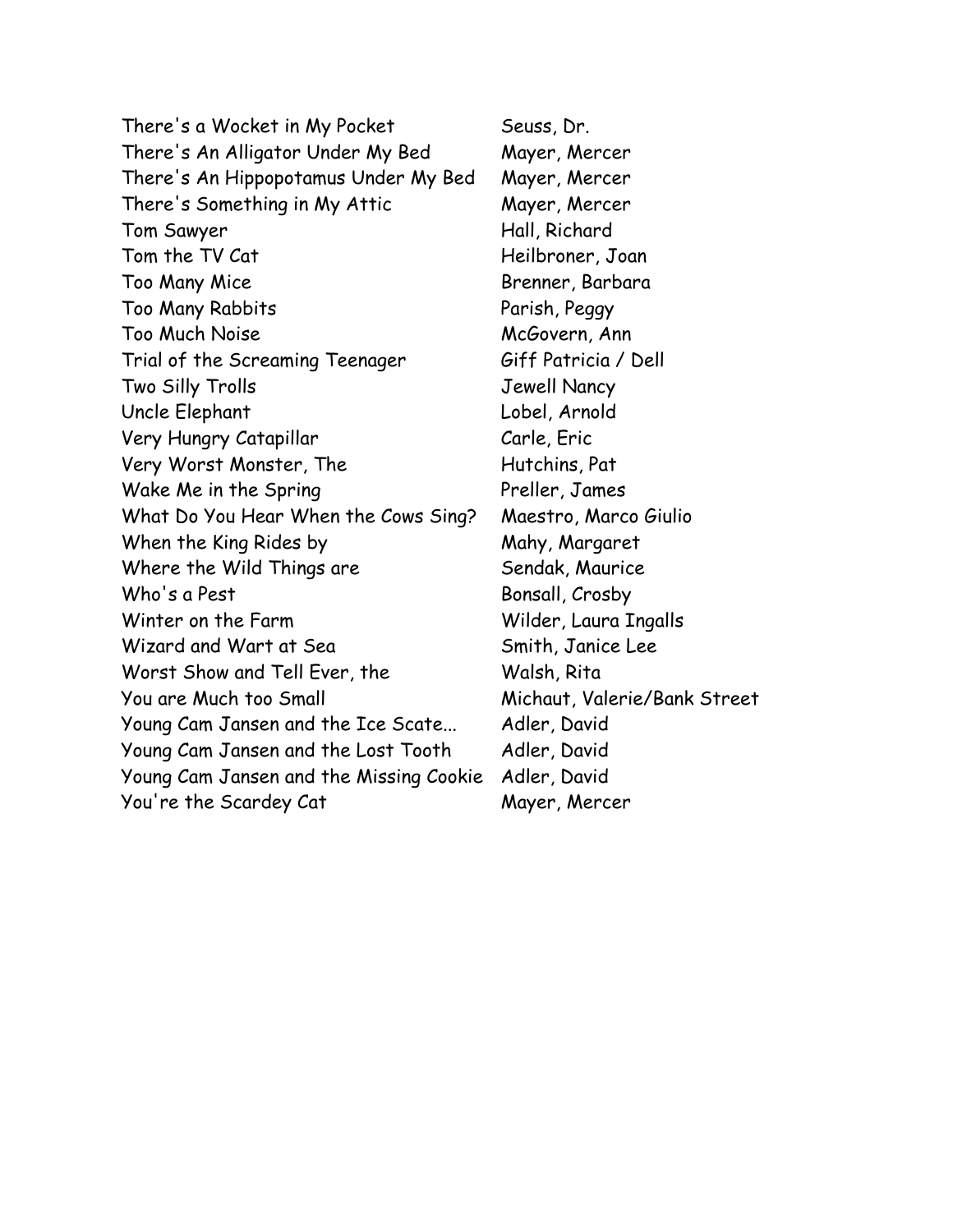| | |
|---|---|
| There's a Wocket in My Pocket | Seuss, Dr. |
| There's An Alligator Under My Bed | Mayer, Mercer |
| There's An Hippopotamus Under My Bed | Mayer, Mercer |
| There's Something in My Attic | Mayer, Mercer |
| Tom Sawyer | Hall, Richard |
| Tom the TV Cat | Heilbroner, Joan |
| Too Many Mice | Brenner, Barbara |
| Too Many Rabbits | Parish, Peggy |
| Too Much Noise | McGovern, Ann |
| Trial of the Screaming Teenager | Giff Patricia / Dell |
| Two Silly Trolls | Jewell Nancy |
| Uncle Elephant | Lobel, Arnold |
| Very Hungry Catapillar | Carle, Eric |
| Very Worst Monster, The | Hutchins, Pat |
| Wake Me in the Spring | Preller, James |
| What Do You Hear When the Cows Sing? | Maestro, Marco Giulio |
| When the King Rides by | Mahy, Margaret |
| Where the Wild Things are | Sendak, Maurice |
| Who's a Pest | Bonsall, Crosby |
| Winter on the Farm | Wilder, Laura Ingalls |
| Wizard and Wart at Sea | Smith, Janice Lee |
| Worst Show and Tell Ever, the | Walsh, Rita |
| You are Much too Small | Michaut, Valerie/Bank Street |
| Young Cam Jansen and the Ice Scate... | Adler, David |
| Young Cam Jansen and the Lost Tooth | Adler, David |
| Young Cam Jansen and the Missing Cookie | Adler, David |
| You're the Scardey Cat | Mayer, Mercer |